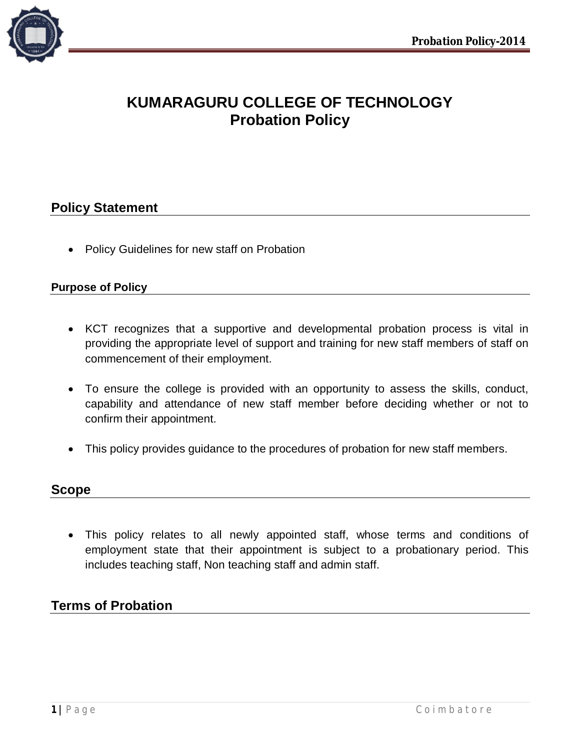# KUMARAGURU COLLEGE OF TECHNOLOGY
# Probation Policy

## Policy Statement

- Policy Guidelines for new staff on Probation

### Purpose of Policy

- KCT recognizes that a supportive and developmental probation process is vital in providing the appropriate level of support and training for new staff members of staff on commencement of their employment.
- To ensure the college is provided with an opportunity to assess the skills, conduct, capability and attendance of new staff member before deciding whether or not to confirm their appointment.
- This policy provides guidance to the procedures of probation for new staff members.

## Scope

- This policy relates to all newly appointed staff, whose terms and conditions of employment state that their appointment is subject to a probationary period. This includes teaching staff, Non teaching staff and admin staff.

## Terms of Probation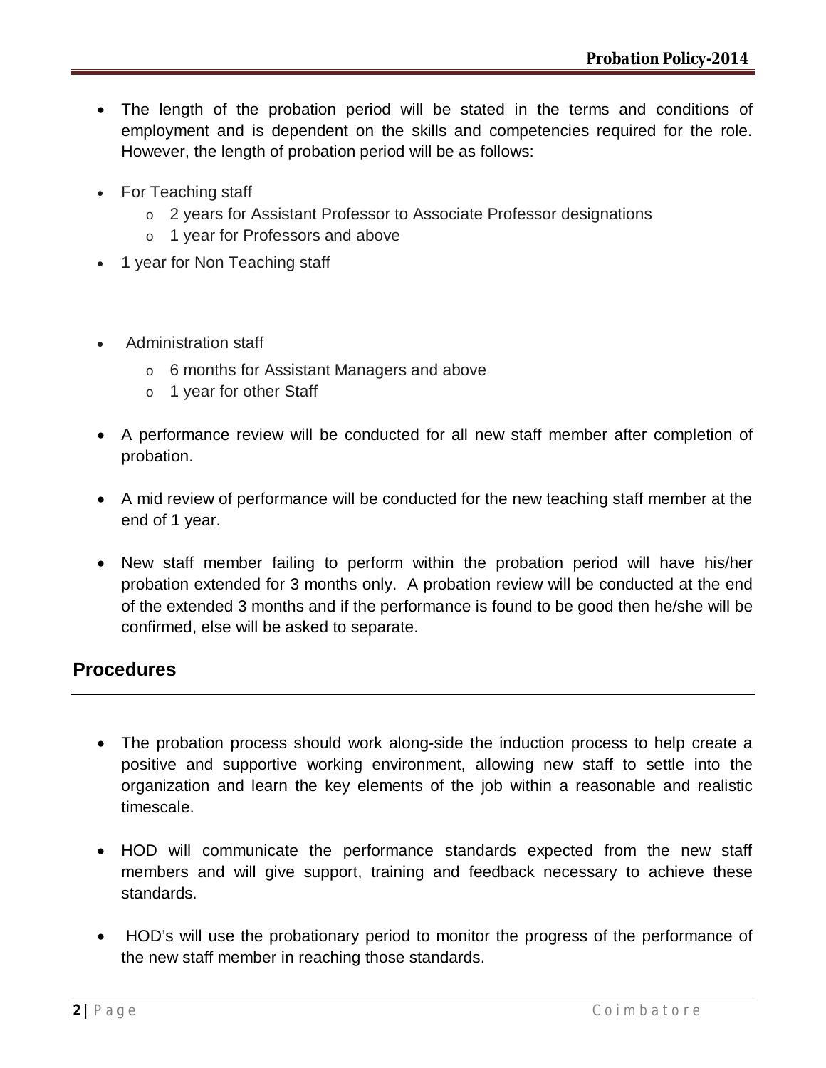- The length of the probation period will be stated in the terms and conditions of employment and is dependent on the skills and competencies required for the role. However, the length of probation period will be as follows:

- For Teaching staff
  - 2 years for Assistant Professor to Associate Professor designations
  - 1 year for Professors and above
- 1 year for Non Teaching staff

- Administration staff
  - 6 months for Assistant Managers and above
  - 1 year for other Staff

- A performance review will be conducted for all new staff member after completion of probation.

- A mid review of performance will be conducted for the new teaching staff member at the end of 1 year.

- New staff member failing to perform within the probation period will have his/her probation extended for 3 months only. A probation review will be conducted at the end of the extended 3 months and if the performance is found to be good then he/she will be confirmed, else will be asked to separate.

## Procedures

- The probation process should work along-side the induction process to help create a positive and supportive working environment, allowing new staff to settle into the organization and learn the key elements of the job within a reasonable and realistic timescale.

- HOD will communicate the performance standards expected from the new staff members and will give support, training and feedback necessary to achieve these standards.

- HOD's will use the probationary period to monitor the progress of the performance of the new staff member in reaching those standards.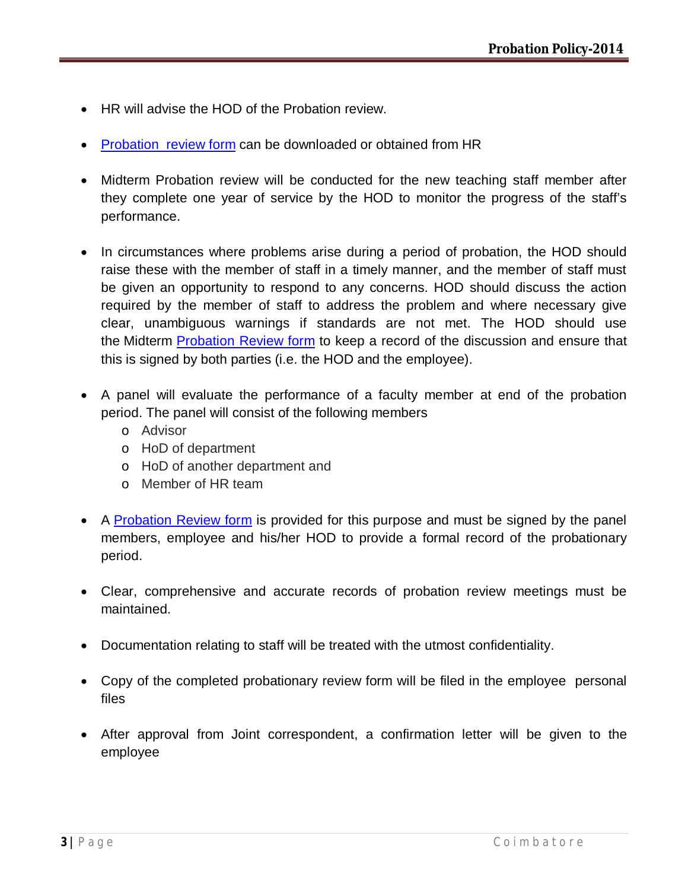- HR will advise the HOD of the Probation review.

- [Probation review form]() can be downloaded or obtained from HR

- Midterm Probation review will be conducted for the new teaching staff member after they complete one year of service by the HOD to monitor the progress of the staff's performance.

- In circumstances where problems arise during a period of probation, the HOD should raise these with the member of staff in a timely manner, and the member of staff must be given an opportunity to respond to any concerns. HOD should discuss the action required by the member of staff to address the problem and where necessary give clear, unambiguous warnings if standards are not met. The HOD should use the Midterm [Probation Review form]() to keep a record of the discussion and ensure that this is signed by both parties (i.e. the HOD and the employee).

- A panel will evaluate the performance of a faculty member at end of the probation period. The panel will consist of the following members
  - Advisor
  - HoD of department
  - HoD of another department and
  - Member of HR team

- A [Probation Review form]() is provided for this purpose and must be signed by the panel members, employee and his/her HOD to provide a formal record of the probationary period.

- Clear, comprehensive and accurate records of probation review meetings must be maintained.

- Documentation relating to staff will be treated with the utmost confidentiality.

- Copy of the completed probationary review form will be filed in the employee personal files

- After approval from Joint correspondent, a confirmation letter will be given to the employee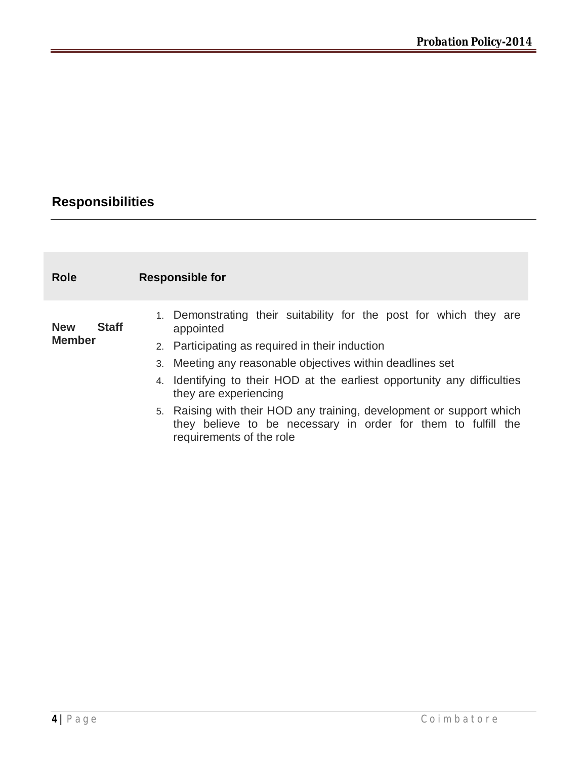## Responsibilities

| Role | Responsible for |
| --- | --- |
| **New Staff Member** | 1. Demonstrating their suitability for the post for which they are appointed<br>2. Participating as required in their induction<br>3. Meeting any reasonable objectives within deadlines set<br>4. Identifying to their HOD at the earliest opportunity any difficulties they are experiencing<br>5. Raising with their HOD any training, development or support which they believe to be necessary in order for them to fulfill the requirements of the role |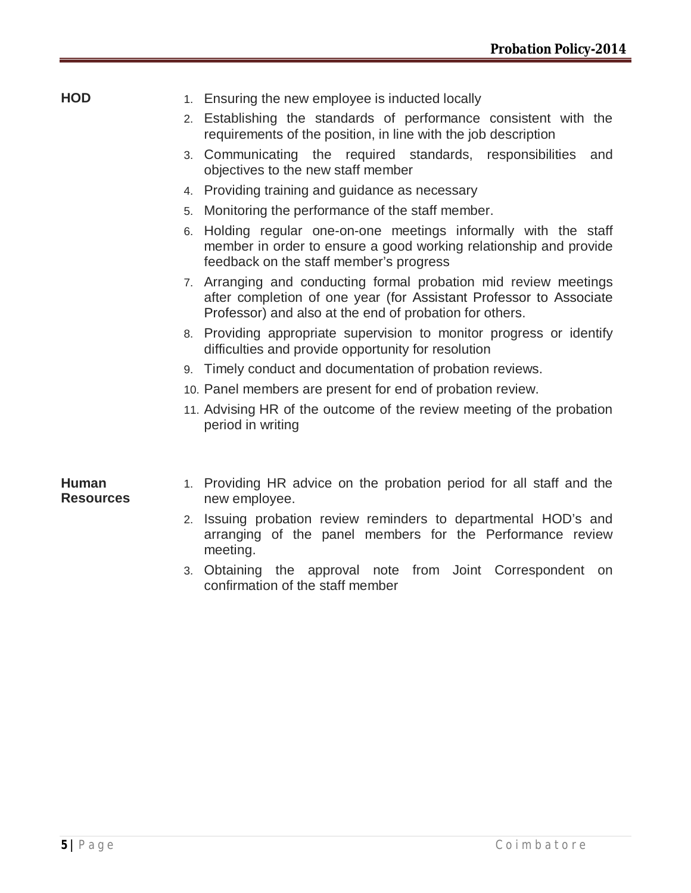**HOD**

1. Ensuring the new employee is inducted locally
2. Establishing the standards of performance consistent with the requirements of the position, in line with the job description
3. Communicating the required standards, responsibilities and objectives to the new staff member
4. Providing training and guidance as necessary
5. Monitoring the performance of the staff member.
6. Holding regular one-on-one meetings informally with the staff member in order to ensure a good working relationship and provide feedback on the staff member's progress
7. Arranging and conducting formal probation mid review meetings after completion of one year (for Assistant Professor to Associate Professor) and also at the end of probation for others.
8. Providing appropriate supervision to monitor progress or identify difficulties and provide opportunity for resolution
9. Timely conduct and documentation of probation reviews.
10. Panel members are present for end of probation review.
11. Advising HR of the outcome of the review meeting of the probation period in writing

**Human Resources**

1. Providing HR advice on the probation period for all staff and the new employee.
2. Issuing probation review reminders to departmental HOD's and arranging of the panel members for the Performance review meeting.
3. Obtaining the approval note from Joint Correspondent on confirmation of the staff member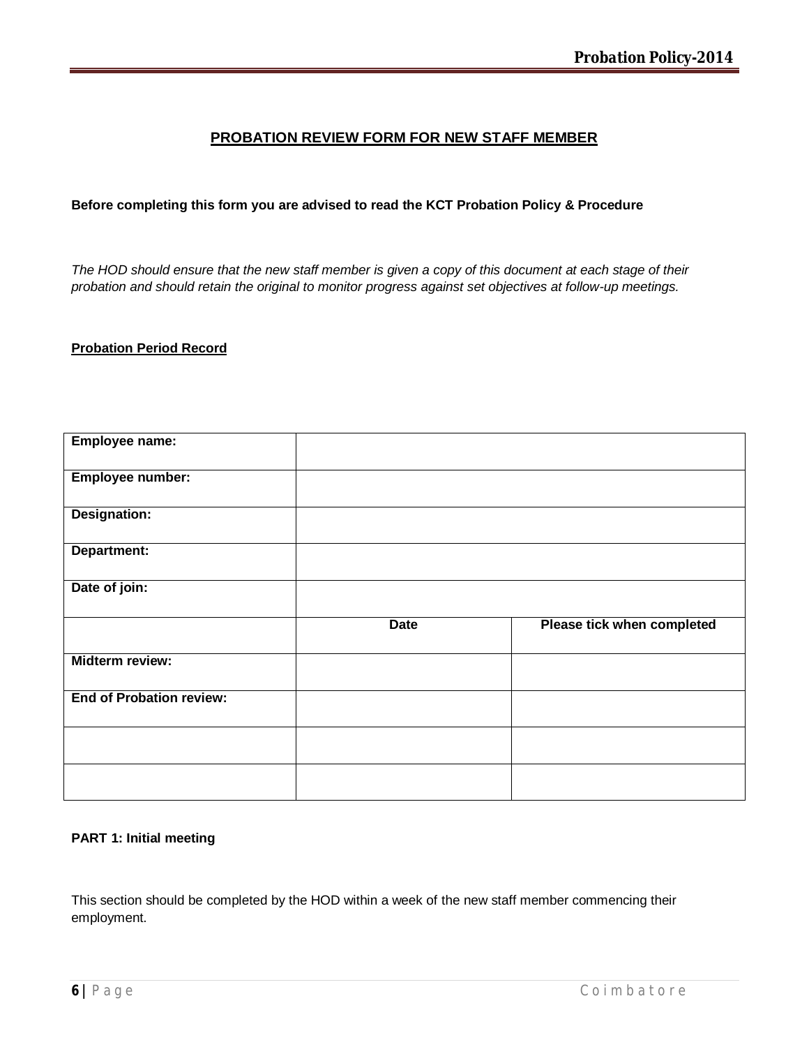## PROBATION REVIEW FORM FOR NEW STAFF MEMBER

**Before completing this form you are advised to read the KCT Probation Policy & Procedure**

*The HOD should ensure that the new staff member is given a copy of this document at each stage of their probation and should retain the original to monitor progress against set objectives at follow-up meetings.*

**Probation Period Record**

| **Employee name:** | | |
|---|---|---|
| **Employee number:** | | |
| **Designation:** | | |
| **Department:** | | |
| **Date of join:** | | |
| | **Date** | **Please tick when completed** |
| **Midterm review:** | | |
| **End of Probation review:** | | |
| | | |
| | | |

**PART 1: Initial meeting**

This section should be completed by the HOD within a week of the new staff member commencing their employment.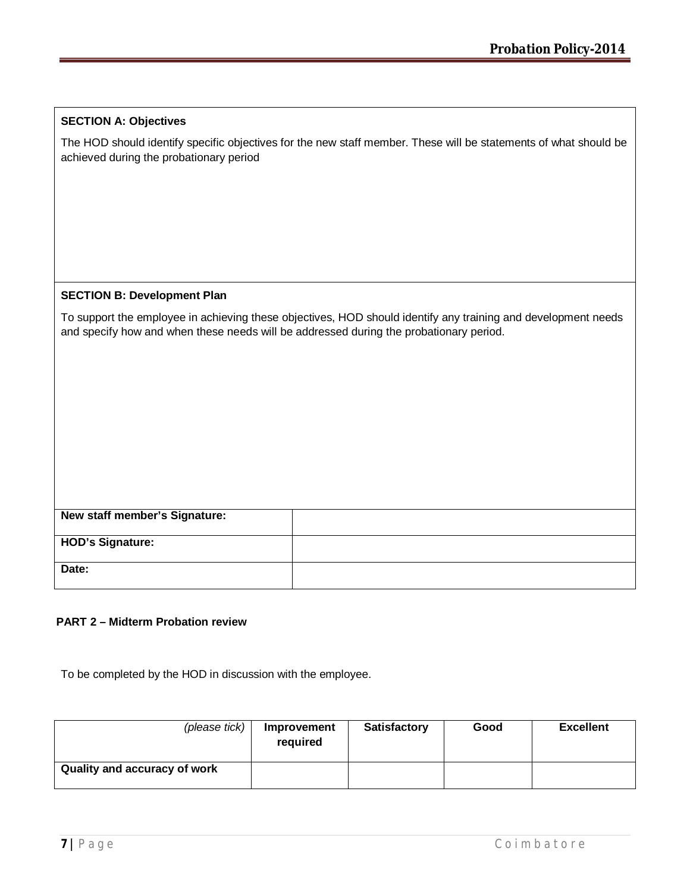**SECTION A: Objectives**

The HOD should identify specific objectives for the new staff member. These will be statements of what should be achieved during the probationary period

**SECTION B: Development Plan**

To support the employee in achieving these objectives, HOD should identify any training and development needs and specify how and when these needs will be addressed during the probationary period.

| | |
|---|---|
| **New staff member's Signature:** | |
| **HOD's Signature:** | |
| **Date:** | |

**PART 2 – Midterm Probation review**

To be completed by the HOD in discussion with the employee.

| *(please tick)* | **Improvement required** | **Satisfactory** | **Good** | **Excellent** |
|---|---|---|---|---|
| **Quality and accuracy of work** | | | | |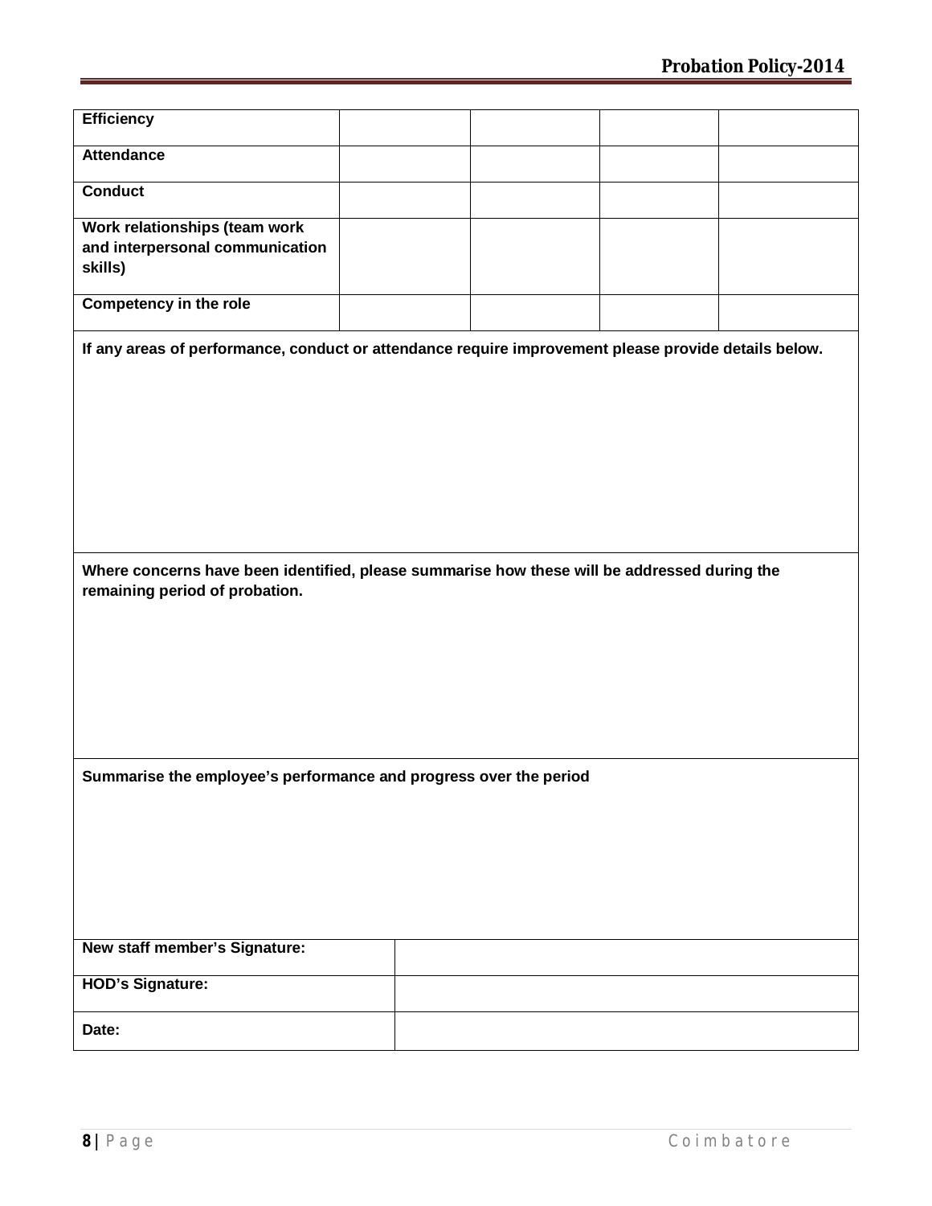| | | | | |
|---|---|---|---|---|
| **Efficiency** | | | | |
| **Attendance** | | | | |
| **Conduct** | | | | |
| **Work relationships (team work and interpersonal communication skills)** | | | | |
| **Competency in the role** | | | | |

| |
|---|
| **If any areas of performance, conduct or attendance require improvement please provide details below.** |
| **Where concerns have been identified, please summarise how these will be addressed during the remaining period of probation.** |
| **Summarise the employee's performance and progress over the period** |

| | |
|---|---|
| **New staff member's Signature:** | |
| **HOD's Signature:** | |
| **Date:** | |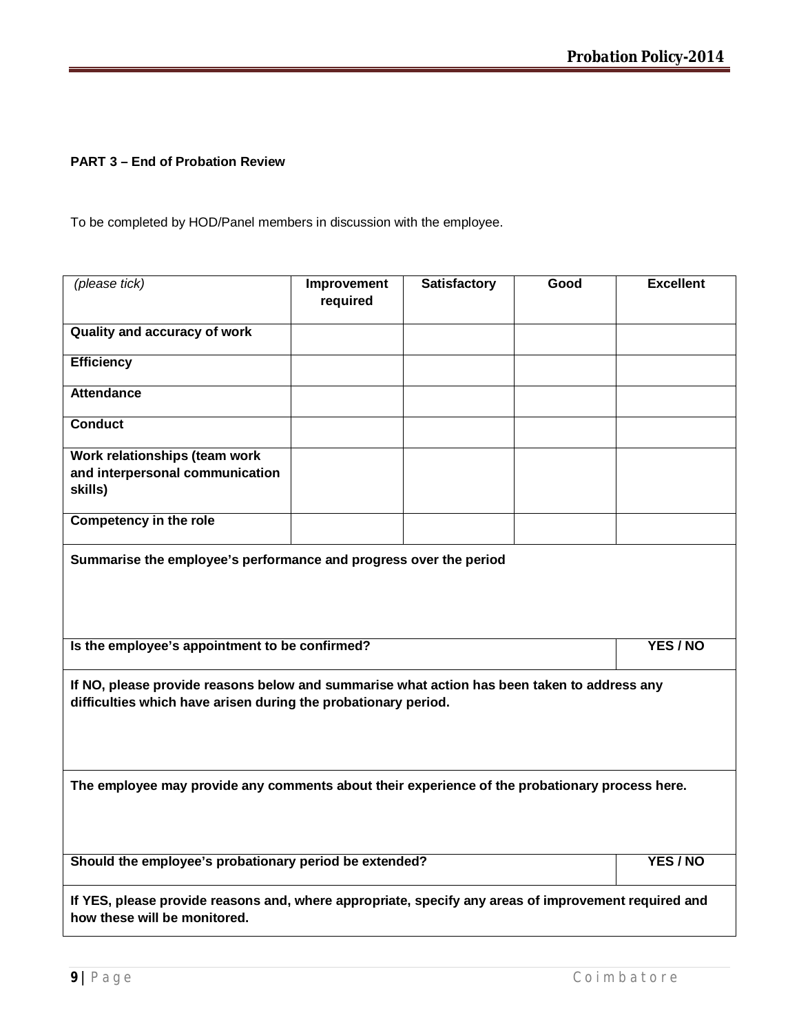**PART 3 – End of Probation Review**

To be completed by HOD/Panel members in discussion with the employee.

| *(please tick)* | Improvement required | Satisfactory | Good | Excellent |
|---|---|---|---|---|
| **Quality and accuracy of work** | | | | |
| **Efficiency** | | | | |
| **Attendance** | | | | |
| **Conduct** | | | | |
| **Work relationships (team work and interpersonal communication skills)** | | | | |
| **Competency in the role** | | | | |
| **Summarise the employee's performance and progress over the period** | | | | |
| **Is the employee's appointment to be confirmed?** | | | | **YES / NO** |
| **If NO, please provide reasons below and summarise what action has been taken to address any difficulties which have arisen during the probationary period.** | | | | |
| **The employee may provide any comments about their experience of the probationary process here.** | | | | |
| **Should the employee's probationary period be extended?** | | | | **YES / NO** |
| **If YES, please provide reasons and, where appropriate, specify any areas of improvement required and how these will be monitored.** | | | | |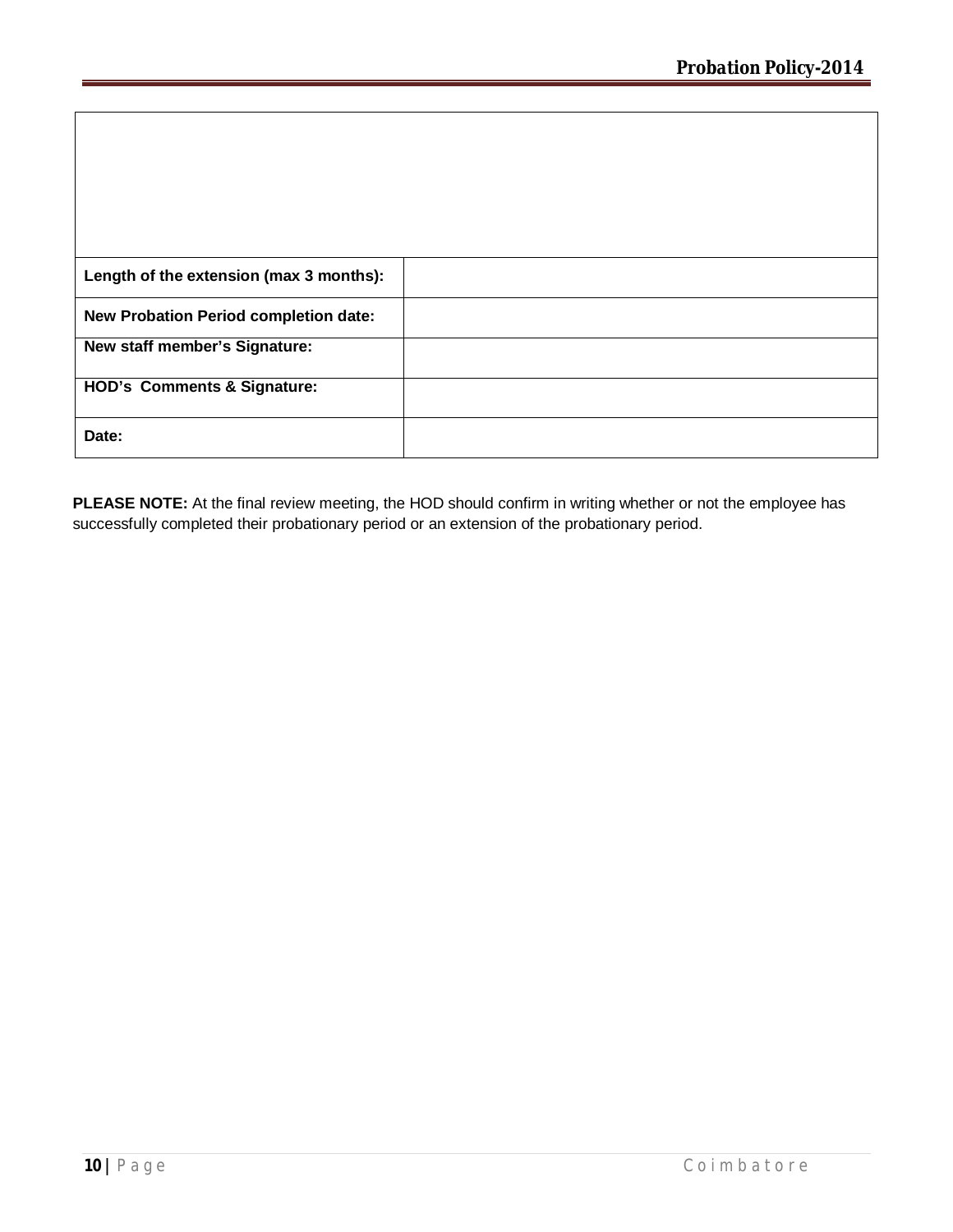| | |
|---|---|
| | |
| **Length of the extension (max 3 months):** | |
| **New Probation Period completion date:** | |
| **New staff member's Signature:** | |
| **HOD's Comments & Signature:** | |
| **Date:** | |

**PLEASE NOTE:** At the final review meeting, the HOD should confirm in writing whether or not the employee has successfully completed their probationary period or an extension of the probationary period.